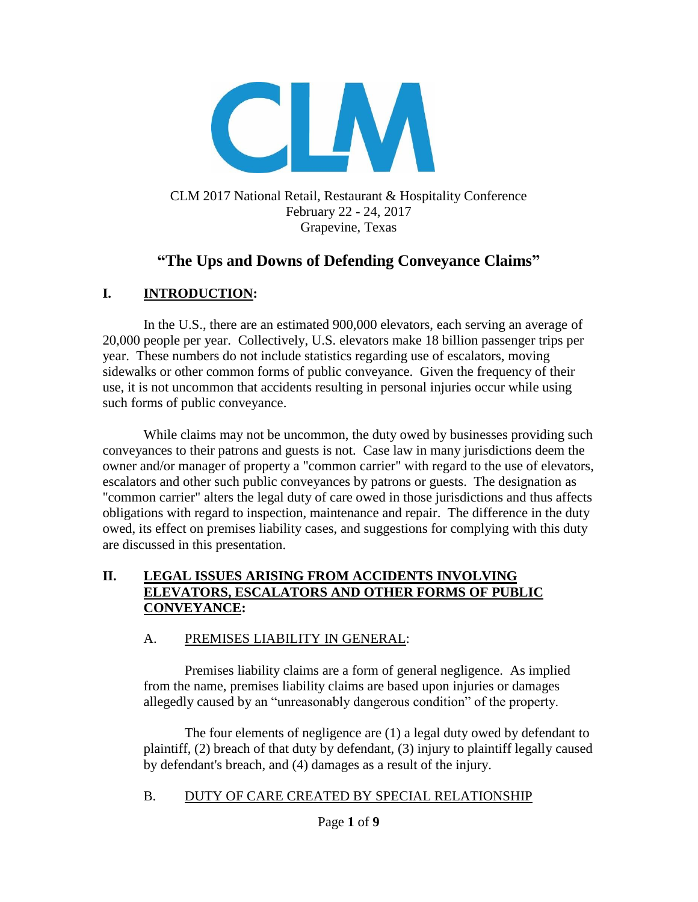CLM 2017 National Retail, Restaurant & Hospitality Conference
February 22 - 24, 2017
Grapevine, Texas

# "The Ups and Downs of Defending Conveyance Claims"

## I. INTRODUCTION:

In the U.S., there are an estimated 900,000 elevators, each serving an average of 20,000 people per year. Collectively, U.S. elevators make 18 billion passenger trips per year. These numbers do not include statistics regarding use of escalators, moving sidewalks or other common forms of public conveyance. Given the frequency of their use, it is not uncommon that accidents resulting in personal injuries occur while using such forms of public conveyance.

While claims may not be uncommon, the duty owed by businesses providing such conveyances to their patrons and guests is not. Case law in many jurisdictions deem the owner and/or manager of property a "common carrier" with regard to the use of elevators, escalators and other such public conveyances by patrons or guests. The designation as "common carrier" alters the legal duty of care owed in those jurisdictions and thus affects obligations with regard to inspection, maintenance and repair. The difference in the duty owed, its effect on premises liability cases, and suggestions for complying with this duty are discussed in this presentation.

## II. LEGAL ISSUES ARISING FROM ACCIDENTS INVOLVING ELEVATORS, ESCALATORS AND OTHER FORMS OF PUBLIC CONVEYANCE:

### A. PREMISES LIABILITY IN GENERAL:

Premises liability claims are a form of general negligence. As implied from the name, premises liability claims are based upon injuries or damages allegedly caused by an "unreasonably dangerous condition" of the property.

The four elements of negligence are (1) a legal duty owed by defendant to plaintiff, (2) breach of that duty by defendant, (3) injury to plaintiff legally caused by defendant's breach, and (4) damages as a result of the injury.

### B. DUTY OF CARE CREATED BY SPECIAL RELATIONSHIP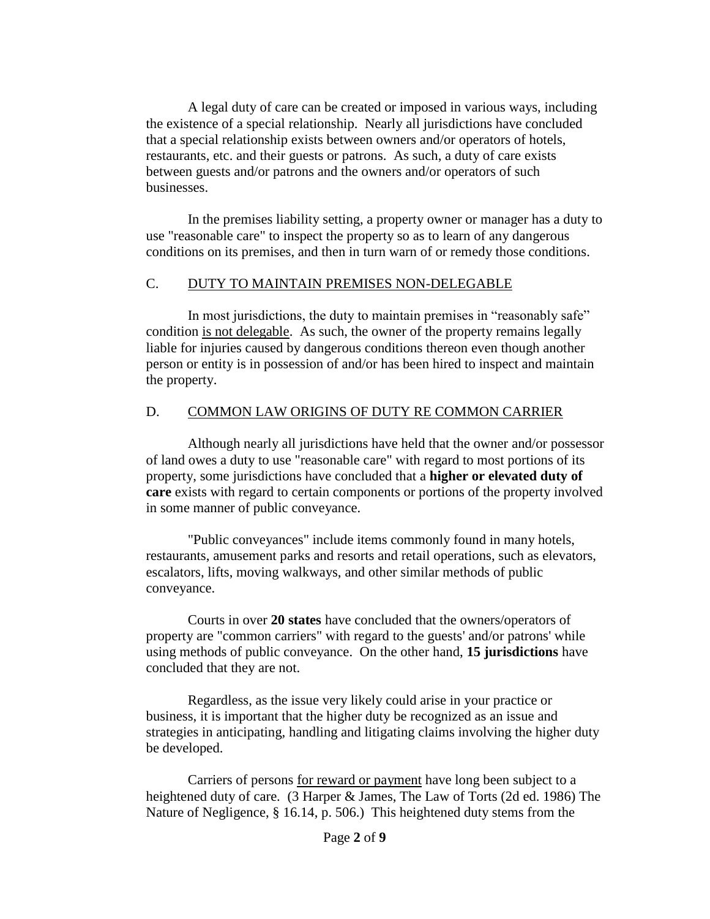A legal duty of care can be created or imposed in various ways, including the existence of a special relationship. Nearly all jurisdictions have concluded that a special relationship exists between owners and/or operators of hotels, restaurants, etc. and their guests or patrons. As such, a duty of care exists between guests and/or patrons and the owners and/or operators of such businesses.

In the premises liability setting, a property owner or manager has a duty to use "reasonable care" to inspect the property so as to learn of any dangerous conditions on its premises, and then in turn warn of or remedy those conditions.

## C. DUTY TO MAINTAIN PREMISES NON-DELEGABLE

In most jurisdictions, the duty to maintain premises in "reasonably safe" condition is not delegable. As such, the owner of the property remains legally liable for injuries caused by dangerous conditions thereon even though another person or entity is in possession of and/or has been hired to inspect and maintain the property.

## D. COMMON LAW ORIGINS OF DUTY RE COMMON CARRIER

Although nearly all jurisdictions have held that the owner and/or possessor of land owes a duty to use "reasonable care" with regard to most portions of its property, some jurisdictions have concluded that a **higher or elevated duty of care** exists with regard to certain components or portions of the property involved in some manner of public conveyance.

"Public conveyances" include items commonly found in many hotels, restaurants, amusement parks and resorts and retail operations, such as elevators, escalators, lifts, moving walkways, and other similar methods of public conveyance.

Courts in over **20 states** have concluded that the owners/operators of property are "common carriers" with regard to the guests' and/or patrons' while using methods of public conveyance. On the other hand, **15 jurisdictions** have concluded that they are not.

Regardless, as the issue very likely could arise in your practice or business, it is important that the higher duty be recognized as an issue and strategies in anticipating, handling and litigating claims involving the higher duty be developed.

Carriers of persons for reward or payment have long been subject to a heightened duty of care. (3 Harper & James, The Law of Torts (2d ed. 1986) The Nature of Negligence, § 16.14, p. 506.) This heightened duty stems from the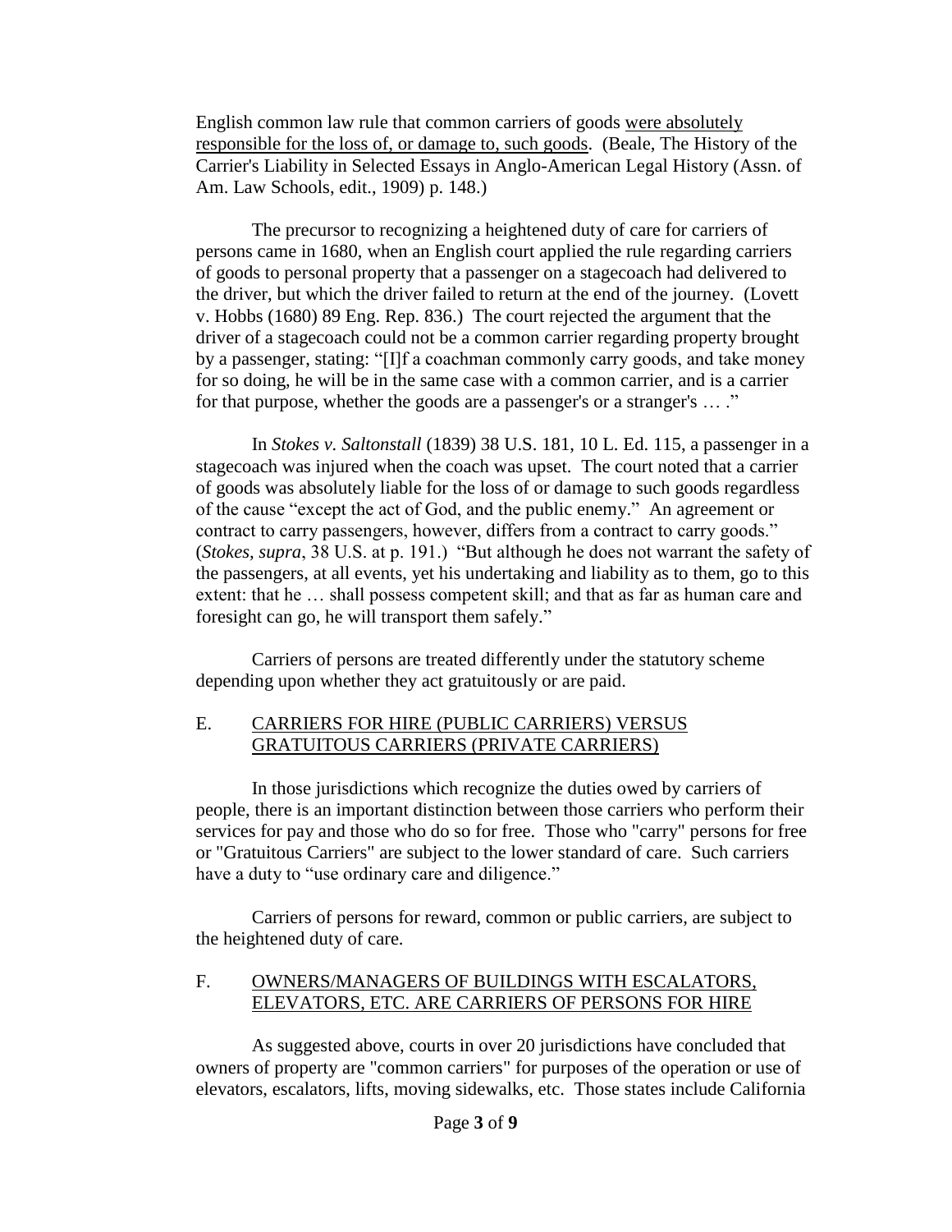English common law rule that common carriers of goods <u>were absolutely responsible for the loss of, or damage to, such goods</u>. (Beale, The History of the Carrier's Liability in Selected Essays in Anglo-American Legal History (Assn. of Am. Law Schools, edit., 1909) p. 148.)

The precursor to recognizing a heightened duty of care for carriers of persons came in 1680, when an English court applied the rule regarding carriers of goods to personal property that a passenger on a stagecoach had delivered to the driver, but which the driver failed to return at the end of the journey. (Lovett v. Hobbs (1680) 89 Eng. Rep. 836.) The court rejected the argument that the driver of a stagecoach could not be a common carrier regarding property brought by a passenger, stating: "[I]f a coachman commonly carry goods, and take money for so doing, he will be in the same case with a common carrier, and is a carrier for that purpose, whether the goods are a passenger's or a stranger's … ."

In *Stokes v. Saltonstall* (1839) 38 U.S. 181, 10 L. Ed. 115, a passenger in a stagecoach was injured when the coach was upset. The court noted that a carrier of goods was absolutely liable for the loss of or damage to such goods regardless of the cause "except the act of God, and the public enemy." An agreement or contract to carry passengers, however, differs from a contract to carry goods." (*Stokes*, *supra*, 38 U.S. at p. 191.) "But although he does not warrant the safety of the passengers, at all events, yet his undertaking and liability as to them, go to this extent: that he … shall possess competent skill; and that as far as human care and foresight can go, he will transport them safely."

Carriers of persons are treated differently under the statutory scheme depending upon whether they act gratuitously or are paid.

## E. <u>CARRIERS FOR HIRE (PUBLIC CARRIERS) VERSUS GRATUITOUS CARRIERS (PRIVATE CARRIERS)</u>

In those jurisdictions which recognize the duties owed by carriers of people, there is an important distinction between those carriers who perform their services for pay and those who do so for free. Those who "carry" persons for free or "Gratuitous Carriers" are subject to the lower standard of care. Such carriers have a duty to "use ordinary care and diligence."

Carriers of persons for reward, common or public carriers, are subject to the heightened duty of care.

## F. <u>OWNERS/MANAGERS OF BUILDINGS WITH ESCALATORS, ELEVATORS, ETC. ARE CARRIERS OF PERSONS FOR HIRE</u>

As suggested above, courts in over 20 jurisdictions have concluded that owners of property are "common carriers" for purposes of the operation or use of elevators, escalators, lifts, moving sidewalks, etc. Those states include California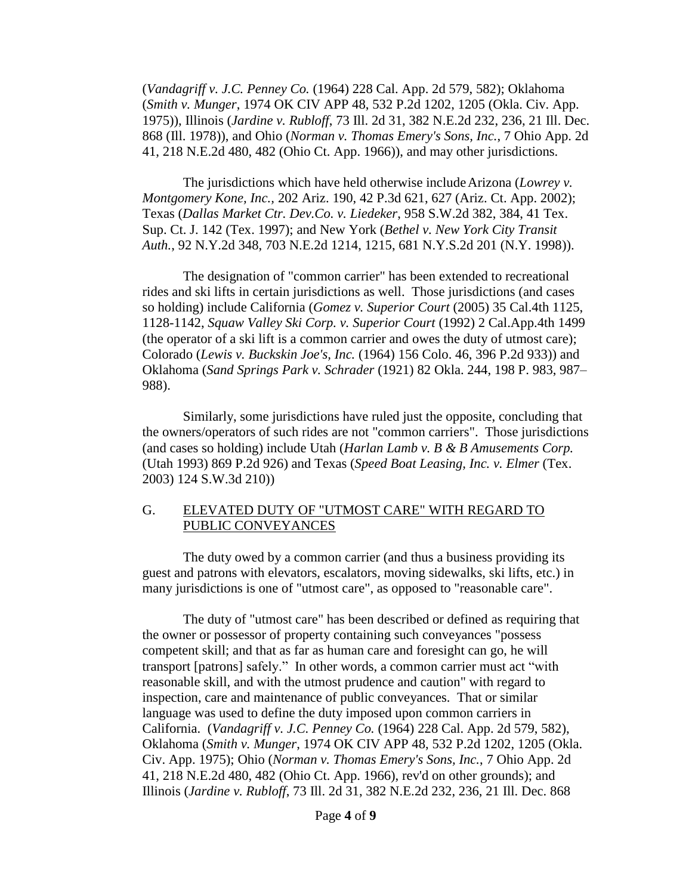(*Vandagriff v. J.C. Penney Co.* (1964) 228 Cal. App. 2d 579, 582); Oklahoma (*Smith v. Munger*, 1974 OK CIV APP 48, 532 P.2d 1202, 1205 (Okla. Civ. App. 1975)), Illinois (*Jardine v. Rubloff*, 73 Ill. 2d 31, 382 N.E.2d 232, 236, 21 Ill. Dec. 868 (Ill. 1978)), and Ohio (*Norman v. Thomas Emery's Sons, Inc.*, 7 Ohio App. 2d 41, 218 N.E.2d 480, 482 (Ohio Ct. App. 1966)), and may other jurisdictions.

The jurisdictions which have held otherwise include Arizona (*Lowrey v. Montgomery Kone, Inc.*, 202 Ariz. 190, 42 P.3d 621, 627 (Ariz. Ct. App. 2002); Texas (*Dallas Market Ctr. Dev.Co. v. Liedeker*, 958 S.W.2d 382, 384, 41 Tex. Sup. Ct. J. 142 (Tex. 1997); and New York (*Bethel v. New York City Transit Auth.*, 92 N.Y.2d 348, 703 N.E.2d 1214, 1215, 681 N.Y.S.2d 201 (N.Y. 1998)).

The designation of "common carrier" has been extended to recreational rides and ski lifts in certain jurisdictions as well. Those jurisdictions (and cases so holding) include California (*Gomez v. Superior Court* (2005) 35 Cal.4th 1125, 1128-1142, *Squaw Valley Ski Corp. v. Superior Court* (1992) 2 Cal.App.4th 1499 (the operator of a ski lift is a common carrier and owes the duty of utmost care); Colorado (*Lewis v. Buckskin Joe's, Inc.* (1964) 156 Colo. 46, 396 P.2d 933)) and Oklahoma (*Sand Springs Park v. Schrader* (1921) 82 Okla. 244, 198 P. 983, 987–988).

Similarly, some jurisdictions have ruled just the opposite, concluding that the owners/operators of such rides are not "common carriers". Those jurisdictions (and cases so holding) include Utah (*Harlan Lamb v. B & B Amusements Corp.* (Utah 1993) 869 P.2d 926) and Texas (*Speed Boat Leasing, Inc. v. Elmer* (Tex. 2003) 124 S.W.3d 210))

## G. ELEVATED DUTY OF "UTMOST CARE" WITH REGARD TO PUBLIC CONVEYANCES

The duty owed by a common carrier (and thus a business providing its guest and patrons with elevators, escalators, moving sidewalks, ski lifts, etc.) in many jurisdictions is one of "utmost care", as opposed to "reasonable care".

The duty of "utmost care" has been described or defined as requiring that the owner or possessor of property containing such conveyances "possess competent skill; and that as far as human care and foresight can go, he will transport [patrons] safely." In other words, a common carrier must act "with reasonable skill, and with the utmost prudence and caution" with regard to inspection, care and maintenance of public conveyances. That or similar language was used to define the duty imposed upon common carriers in California. (*Vandagriff v. J.C. Penney Co.* (1964) 228 Cal. App. 2d 579, 582), Oklahoma (*Smith v. Munger*, 1974 OK CIV APP 48, 532 P.2d 1202, 1205 (Okla. Civ. App. 1975); Ohio (*Norman v. Thomas Emery's Sons, Inc.*, 7 Ohio App. 2d 41, 218 N.E.2d 480, 482 (Ohio Ct. App. 1966), rev'd on other grounds); and Illinois (*Jardine v. Rubloff*, 73 Ill. 2d 31, 382 N.E.2d 232, 236, 21 Ill. Dec. 868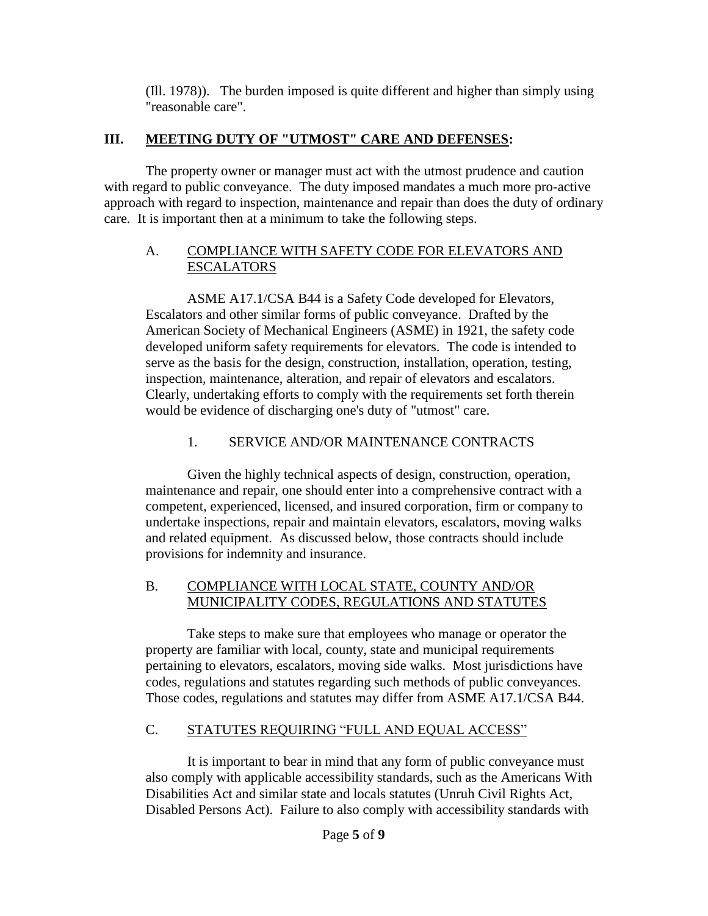(Ill. 1978)). The burden imposed is quite different and higher than simply using "reasonable care".

## III. <u>MEETING DUTY OF "UTMOST" CARE AND DEFENSES</u>:

The property owner or manager must act with the utmost prudence and caution with regard to public conveyance. The duty imposed mandates a much more pro-active approach with regard to inspection, maintenance and repair than does the duty of ordinary care. It is important then at a minimum to take the following steps.

### A. <u>COMPLIANCE WITH SAFETY CODE FOR ELEVATORS AND ESCALATORS</u>

ASME A17.1/CSA B44 is a Safety Code developed for Elevators, Escalators and other similar forms of public conveyance. Drafted by the American Society of Mechanical Engineers (ASME) in 1921, the safety code developed uniform safety requirements for elevators. The code is intended to serve as the basis for the design, construction, installation, operation, testing, inspection, maintenance, alteration, and repair of elevators and escalators. Clearly, undertaking efforts to comply with the requirements set forth therein would be evidence of discharging one's duty of "utmost" care.

#### 1. SERVICE AND/OR MAINTENANCE CONTRACTS

Given the highly technical aspects of design, construction, operation, maintenance and repair, one should enter into a comprehensive contract with a competent, experienced, licensed, and insured corporation, firm or company to undertake inspections, repair and maintain elevators, escalators, moving walks and related equipment. As discussed below, those contracts should include provisions for indemnity and insurance.

### B. <u>COMPLIANCE WITH LOCAL STATE, COUNTY AND/OR MUNICIPALITY CODES, REGULATIONS AND STATUTES</u>

Take steps to make sure that employees who manage or operator the property are familiar with local, county, state and municipal requirements pertaining to elevators, escalators, moving side walks. Most jurisdictions have codes, regulations and statutes regarding such methods of public conveyances. Those codes, regulations and statutes may differ from ASME A17.1/CSA B44.

### C. <u>STATUTES REQUIRING "FULL AND EQUAL ACCESS"</u>

It is important to bear in mind that any form of public conveyance must also comply with applicable accessibility standards, such as the Americans With Disabilities Act and similar state and locals statutes (Unruh Civil Rights Act, Disabled Persons Act). Failure to also comply with accessibility standards with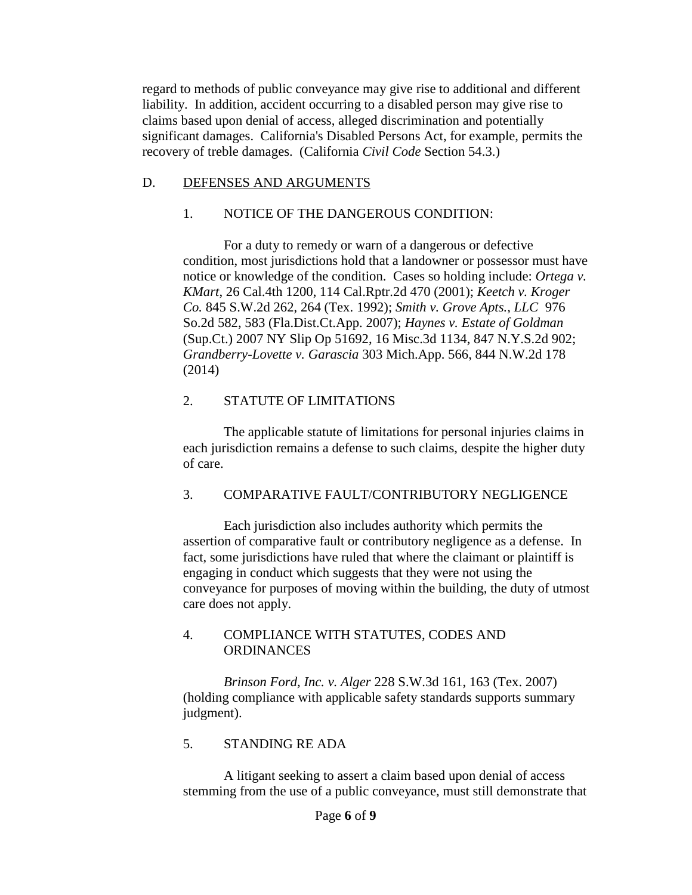regard to methods of public conveyance may give rise to additional and different liability. In addition, accident occurring to a disabled person may give rise to claims based upon denial of access, alleged discrimination and potentially significant damages. California's Disabled Persons Act, for example, permits the recovery of treble damages. (California *Civil Code* Section 54.3.)

## D. <u>DEFENSES AND ARGUMENTS</u>

### 1. NOTICE OF THE DANGEROUS CONDITION:

For a duty to remedy or warn of a dangerous or defective condition, most jurisdictions hold that a landowner or possessor must have notice or knowledge of the condition. Cases so holding include: *Ortega v. KMart*, 26 Cal.4th 1200, 114 Cal.Rptr.2d 470 (2001); *Keetch v. Kroger Co.* 845 S.W.2d 262, 264 (Tex. 1992); *Smith v. Grove Apts., LLC* 976 So.2d 582, 583 (Fla.Dist.Ct.App. 2007); *Haynes v. Estate of Goldman* (Sup.Ct.) 2007 NY Slip Op 51692, 16 Misc.3d 1134, 847 N.Y.S.2d 902; *Grandberry-Lovette v. Garascia* 303 Mich.App. 566, 844 N.W.2d 178 (2014)

### 2. STATUTE OF LIMITATIONS

The applicable statute of limitations for personal injuries claims in each jurisdiction remains a defense to such claims, despite the higher duty of care.

### 3. COMPARATIVE FAULT/CONTRIBUTORY NEGLIGENCE

Each jurisdiction also includes authority which permits the assertion of comparative fault or contributory negligence as a defense. In fact, some jurisdictions have ruled that where the claimant or plaintiff is engaging in conduct which suggests that they were not using the conveyance for purposes of moving within the building, the duty of utmost care does not apply.

### 4. COMPLIANCE WITH STATUTES, CODES AND ORDINANCES

*Brinson Ford, Inc. v. Alger* 228 S.W.3d 161, 163 (Tex. 2007) (holding compliance with applicable safety standards supports summary judgment).

### 5. STANDING RE ADA

A litigant seeking to assert a claim based upon denial of access stemming from the use of a public conveyance, must still demonstrate that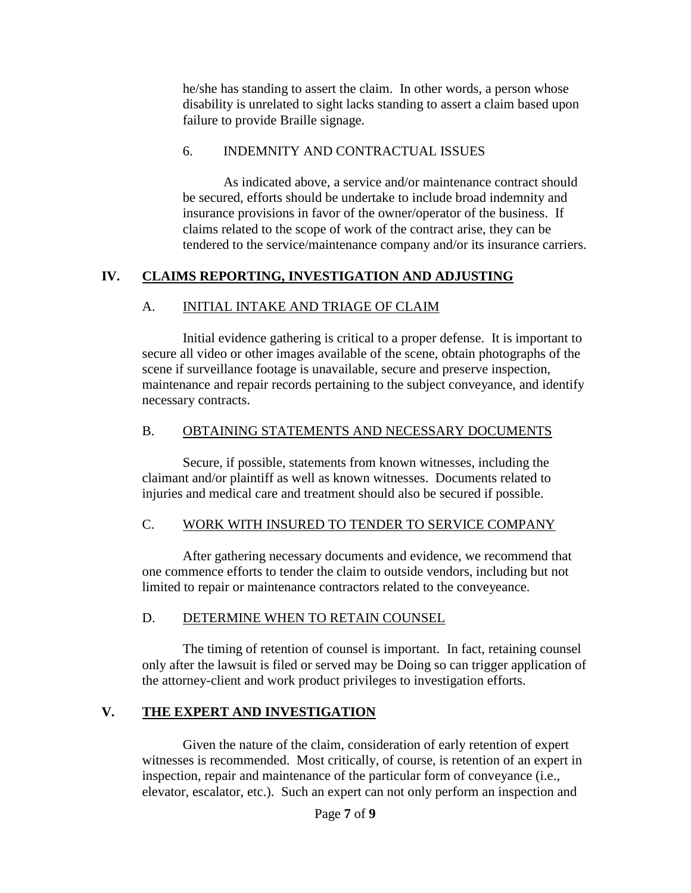he/she has standing to assert the claim. In other words, a person whose disability is unrelated to sight lacks standing to assert a claim based upon failure to provide Braille signage.

6. INDEMNITY AND CONTRACTUAL ISSUES

As indicated above, a service and/or maintenance contract should be secured, efforts should be undertake to include broad indemnity and insurance provisions in favor of the owner/operator of the business. If claims related to the scope of work of the contract arise, they can be tendered to the service/maintenance company and/or its insurance carriers.

## IV. CLAIMS REPORTING, INVESTIGATION AND ADJUSTING

### A. INITIAL INTAKE AND TRIAGE OF CLAIM

Initial evidence gathering is critical to a proper defense. It is important to secure all video or other images available of the scene, obtain photographs of the scene if surveillance footage is unavailable, secure and preserve inspection, maintenance and repair records pertaining to the subject conveyance, and identify necessary contracts.

### B. OBTAINING STATEMENTS AND NECESSARY DOCUMENTS

Secure, if possible, statements from known witnesses, including the claimant and/or plaintiff as well as known witnesses. Documents related to injuries and medical care and treatment should also be secured if possible.

### C. WORK WITH INSURED TO TENDER TO SERVICE COMPANY

After gathering necessary documents and evidence, we recommend that one commence efforts to tender the claim to outside vendors, including but not limited to repair or maintenance contractors related to the conveyeance.

### D. DETERMINE WHEN TO RETAIN COUNSEL

The timing of retention of counsel is important. In fact, retaining counsel only after the lawsuit is filed or served may be Doing so can trigger application of the attorney-client and work product privileges to investigation efforts.

## V. THE EXPERT AND INVESTIGATION

Given the nature of the claim, consideration of early retention of expert witnesses is recommended. Most critically, of course, is retention of an expert in inspection, repair and maintenance of the particular form of conveyance (i.e., elevator, escalator, etc.). Such an expert can not only perform an inspection and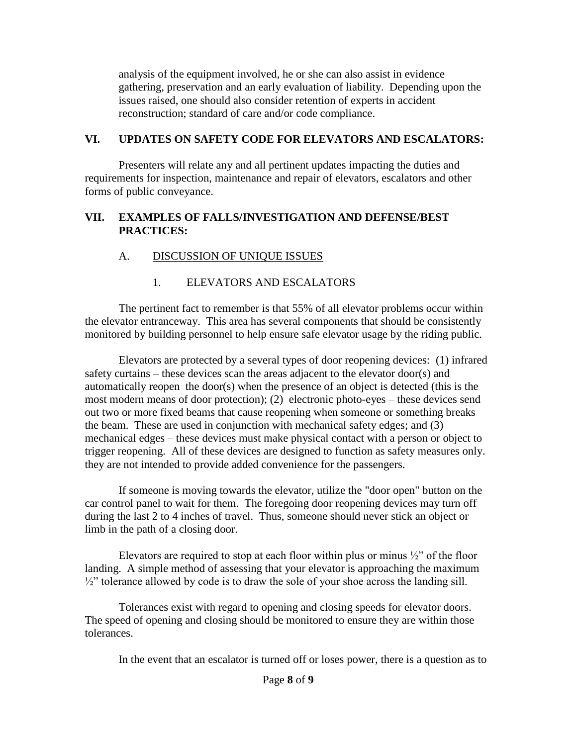analysis of the equipment involved, he or she can also assist in evidence gathering, preservation and an early evaluation of liability. Depending upon the issues raised, one should also consider retention of experts in accident reconstruction; standard of care and/or code compliance.

## VI. UPDATES ON SAFETY CODE FOR ELEVATORS AND ESCALATORS:

Presenters will relate any and all pertinent updates impacting the duties and requirements for inspection, maintenance and repair of elevators, escalators and other forms of public conveyance.

## VII. EXAMPLES OF FALLS/INVESTIGATION AND DEFENSE/BEST PRACTICES:

### A. DISCUSSION OF UNIQUE ISSUES

#### 1. ELEVATORS AND ESCALATORS

The pertinent fact to remember is that 55% of all elevator problems occur within the elevator entranceway. This area has several components that should be consistently monitored by building personnel to help ensure safe elevator usage by the riding public.

Elevators are protected by a several types of door reopening devices: (1) infrared safety curtains – these devices scan the areas adjacent to the elevator door(s) and automatically reopen the door(s) when the presence of an object is detected (this is the most modern means of door protection); (2) electronic photo-eyes – these devices send out two or more fixed beams that cause reopening when someone or something breaks the beam. These are used in conjunction with mechanical safety edges; and (3) mechanical edges – these devices must make physical contact with a person or object to trigger reopening. All of these devices are designed to function as safety measures only. they are not intended to provide added convenience for the passengers.

If someone is moving towards the elevator, utilize the "door open" button on the car control panel to wait for them. The foregoing door reopening devices may turn off during the last 2 to 4 inches of travel. Thus, someone should never stick an object or limb in the path of a closing door.

Elevators are required to stop at each floor within plus or minus ½" of the floor landing. A simple method of assessing that your elevator is approaching the maximum ½" tolerance allowed by code is to draw the sole of your shoe across the landing sill.

Tolerances exist with regard to opening and closing speeds for elevator doors. The speed of opening and closing should be monitored to ensure they are within those tolerances.

In the event that an escalator is turned off or loses power, there is a question as to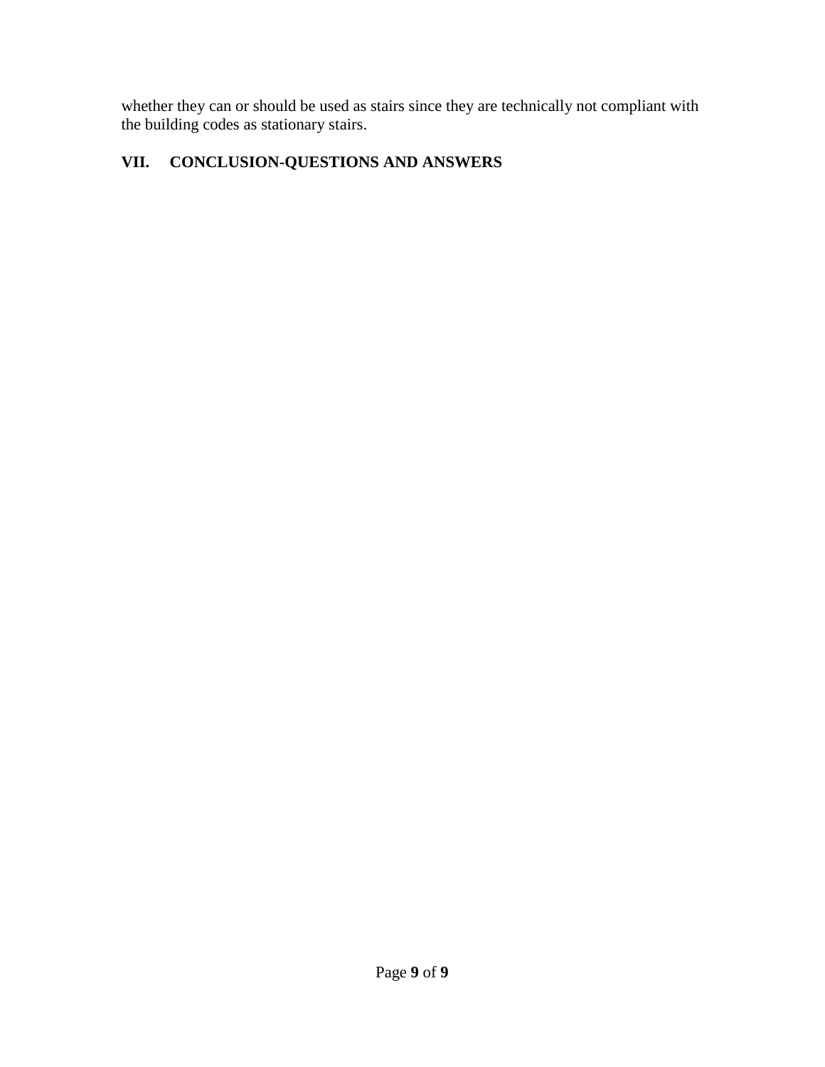whether they can or should be used as stairs since they are technically not compliant with the building codes as stationary stairs.

## VII. CONCLUSION-QUESTIONS AND ANSWERS